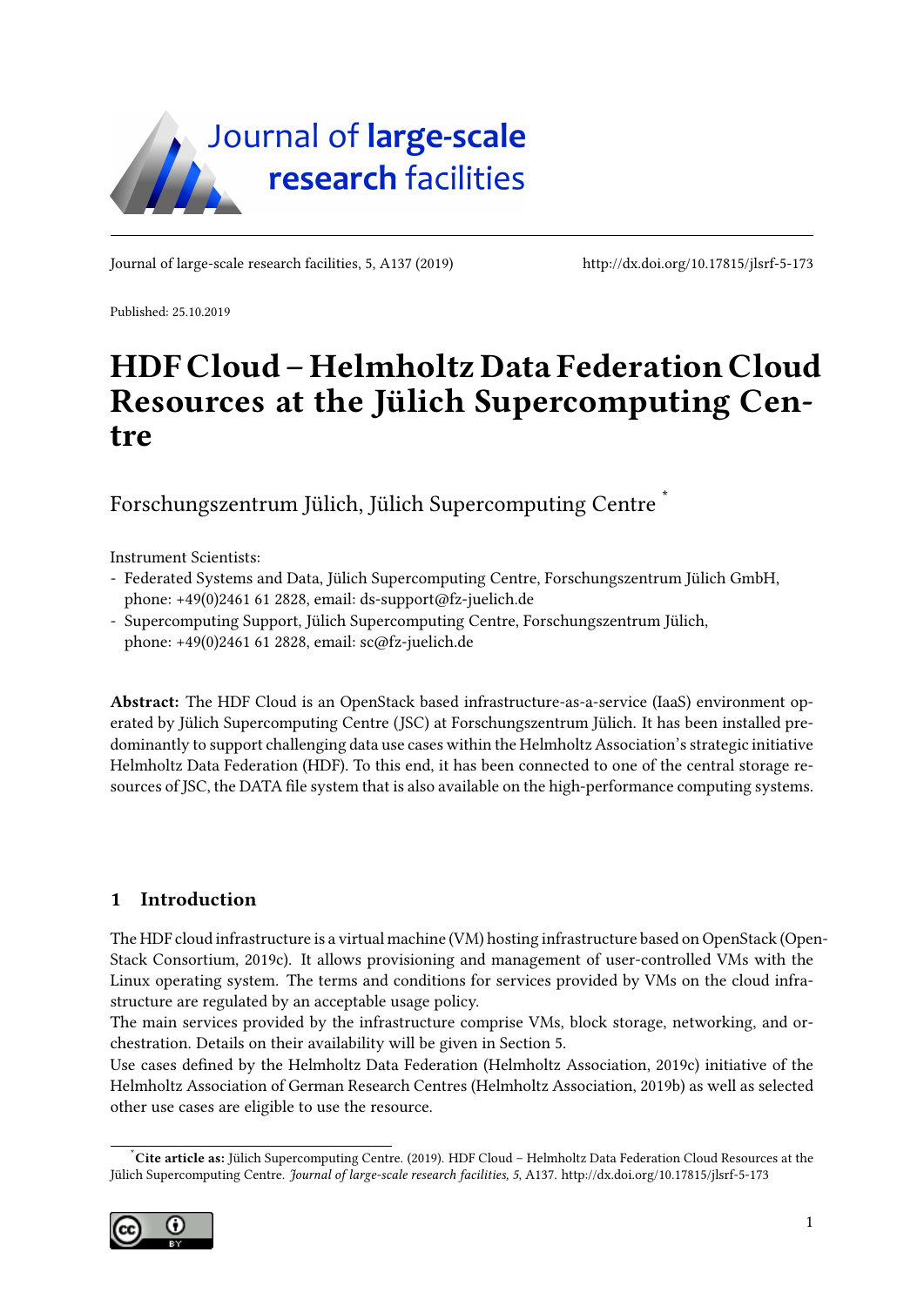Journal of large-scale research facilities, 5, A137 (2019) http://dx.doi.org/10.17815/jlsrf-5-173

Published: 25.10.2019

# HDF Cloud – Helmholtz Data Federation Cloud Resources at the Jülich Supercomputing Centre

Forschungszentrum Jülich, Jülich Supercomputing Centre *

Instrument Scientists:

- Federated Systems and Data, Jülich Supercomputing Centre, Forschungszentrum Jülich GmbH, phone: +49(0)2461 61 2828, email: ds-support@fz-juelich.de
- Supercomputing Support, Jülich Supercomputing Centre, Forschungszentrum Jülich, phone: +49(0)2461 61 2828, email: sc@fz-juelich.de

**Abstract:** The HDF Cloud is an OpenStack based infrastructure-as-a-service (IaaS) environment operated by Jülich Supercomputing Centre (JSC) at Forschungszentrum Jülich. It has been installed predominantly to support challenging data use cases within the Helmholtz Association's strategic initiative Helmholtz Data Federation (HDF). To this end, it has been connected to one of the central storage resources of JSC, the DATA file system that is also available on the high-performance computing systems.

## 1 Introduction

The HDF cloud infrastructure is a virtual machine (VM) hosting infrastructure based on OpenStack (OpenStack Consortium, 2019c). It allows provisioning and management of user-controlled VMs with the Linux operating system. The terms and conditions for services provided by VMs on the cloud infrastructure are regulated by an acceptable usage policy.

The main services provided by the infrastructure comprise VMs, block storage, networking, and orchestration. Details on their availability will be given in Section 5.

Use cases defined by the Helmholtz Data Federation (Helmholtz Association, 2019c) initiative of the Helmholtz Association of German Research Centres (Helmholtz Association, 2019b) as well as selected other use cases are eligible to use the resource.

*Cite article as: Jülich Supercomputing Centre. (2019). HDF Cloud – Helmholtz Data Federation Cloud Resources at the Jülich Supercomputing Centre. *Journal of large-scale research facilities, 5*, A137. http://dx.doi.org/10.17815/jlsrf-5-173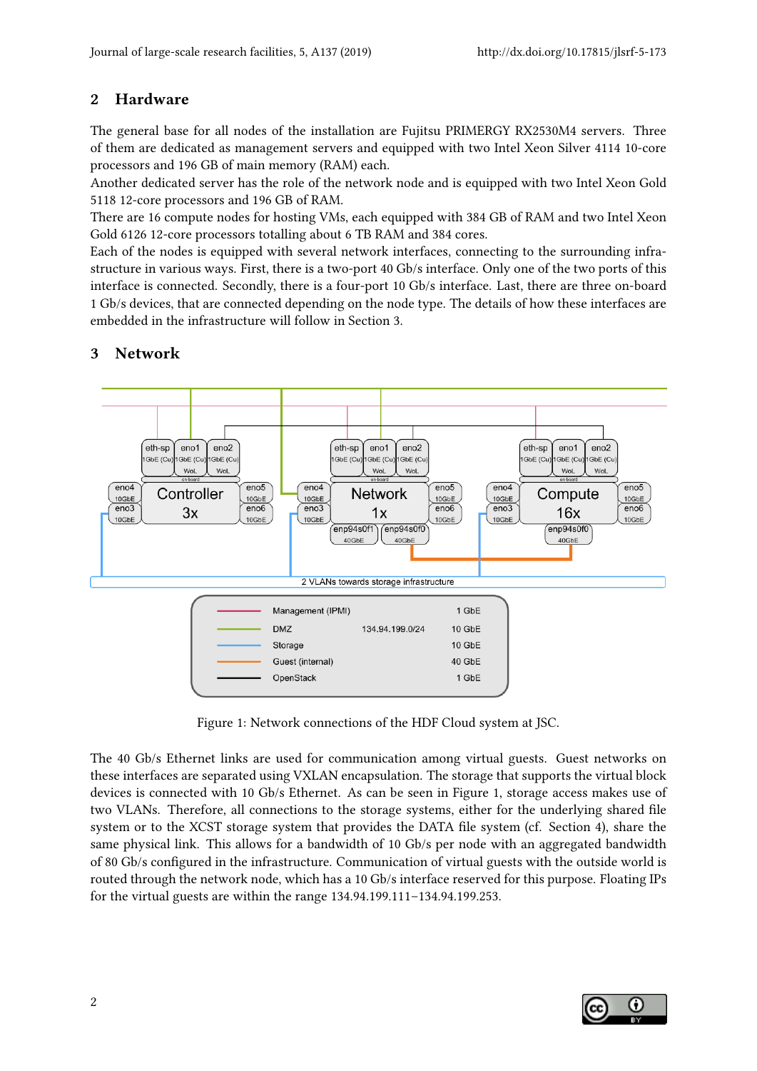## 2 Hardware

The general base for all nodes of the installation are Fujitsu PRIMERGY RX2530M4 servers. Three of them are dedicated as management servers and equipped with two Intel Xeon Silver 4114 10-core processors and 196 GB of main memory (RAM) each.
Another dedicated server has the role of the network node and is equipped with two Intel Xeon Gold 5118 12-core processors and 196 GB of RAM.
There are 16 compute nodes for hosting VMs, each equipped with 384 GB of RAM and two Intel Xeon Gold 6126 12-core processors totalling about 6 TB RAM and 384 cores.
Each of the nodes is equipped with several network interfaces, connecting to the surrounding infrastructure in various ways. First, there is a two-port 40 Gb/s interface. Only one of the two ports of this interface is connected. Secondly, there is a four-port 10 Gb/s interface. Last, there are three on-board 1 Gb/s devices, that are connected depending on the node type. The details of how these interfaces are embedded in the infrastructure will follow in Section 3.

## 3 Network

Figure 1: Network connections of the HDF Cloud system at JSC.

The 40 Gb/s Ethernet links are used for communication among virtual guests. Guest networks on these interfaces are separated using VXLAN encapsulation. The storage that supports the virtual block devices is connected with 10 Gb/s Ethernet. As can be seen in Figure 1, storage access makes use of two VLANs. Therefore, all connections to the storage systems, either for the underlying shared file system or to the XCST storage system that provides the DATA file system (cf. Section 4), share the same physical link. This allows for a bandwidth of 10 Gb/s per node with an aggregated bandwidth of 80 Gb/s configured in the infrastructure. Communication of virtual guests with the outside world is routed through the network node, which has a 10 Gb/s interface reserved for this purpose. Floating IPs for the virtual guests are within the range 134.94.199.111–134.94.199.253.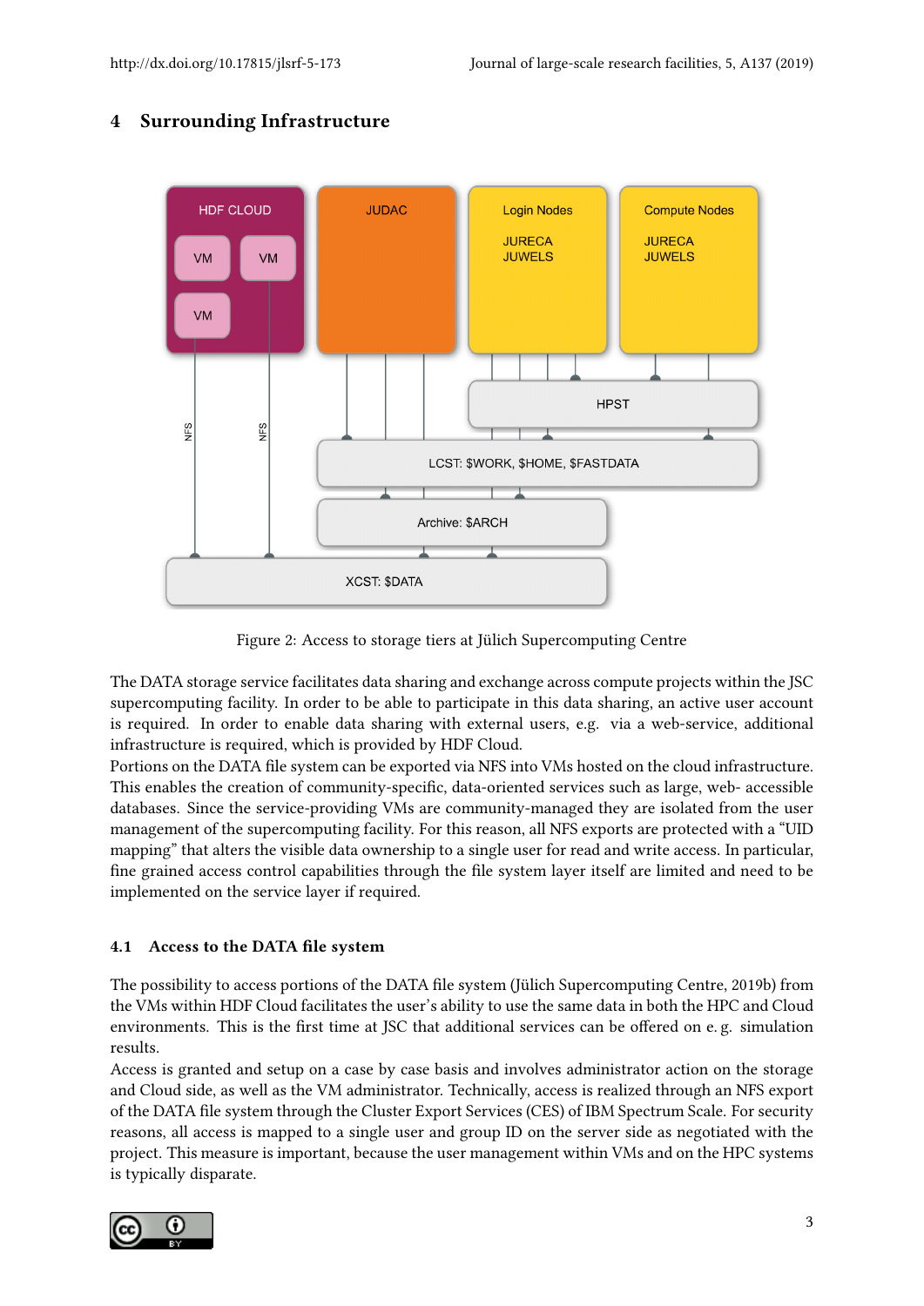## 4 Surrounding Infrastructure

Figure 2: Access to storage tiers at Jülich Supercomputing Centre

The DATA storage service facilitates data sharing and exchange across compute projects within the JSC supercomputing facility. In order to be able to participate in this data sharing, an active user account is required. In order to enable data sharing with external users, e.g. via a web-service, additional infrastructure is required, which is provided by HDF Cloud.

Portions on the DATA file system can be exported via NFS into VMs hosted on the cloud infrastructure. This enables the creation of community-specific, data-oriented services such as large, web- accessible databases. Since the service-providing VMs are community-managed they are isolated from the user management of the supercomputing facility. For this reason, all NFS exports are protected with a "UID mapping" that alters the visible data ownership to a single user for read and write access. In particular, fine grained access control capabilities through the file system layer itself are limited and need to be implemented on the service layer if required.

### 4.1 Access to the DATA file system

The possibility to access portions of the DATA file system (Jülich Supercomputing Centre, 2019b) from the VMs within HDF Cloud facilitates the user's ability to use the same data in both the HPC and Cloud environments. This is the first time at JSC that additional services can be offered on e. g. simulation results.

Access is granted and setup on a case by case basis and involves administrator action on the storage and Cloud side, as well as the VM administrator. Technically, access is realized through an NFS export of the DATA file system through the Cluster Export Services (CES) of IBM Spectrum Scale. For security reasons, all access is mapped to a single user and group ID on the server side as negotiated with the project. This measure is important, because the user management within VMs and on the HPC systems is typically disparate.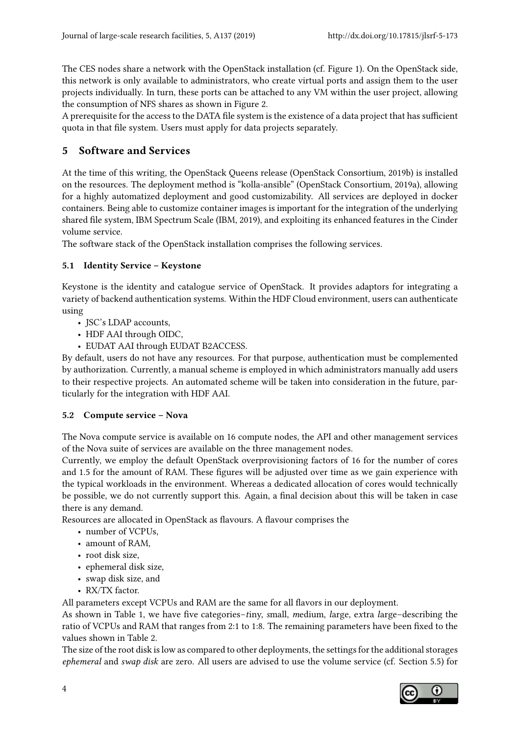The CES nodes share a network with the OpenStack installation (cf. Figure 1). On the OpenStack side, this network is only available to administrators, who create virtual ports and assign them to the user projects individually. In turn, these ports can be attached to any VM within the user project, allowing the consumption of NFS shares as shown in Figure 2.

A prerequisite for the access to the DATA file system is the existence of a data project that has sufficient quota in that file system. Users must apply for data projects separately.

## 5 Software and Services

At the time of this writing, the OpenStack Queens release (OpenStack Consortium, 2019b) is installed on the resources. The deployment method is "kolla-ansible" (OpenStack Consortium, 2019a), allowing for a highly automatized deployment and good customizability. All services are deployed in docker containers. Being able to customize container images is important for the integration of the underlying shared file system, IBM Spectrum Scale (IBM, 2019), and exploiting its enhanced features in the Cinder volume service.

The software stack of the OpenStack installation comprises the following services.

### 5.1 Identity Service – Keystone

Keystone is the identity and catalogue service of OpenStack. It provides adaptors for integrating a variety of backend authentication systems. Within the HDF Cloud environment, users can authenticate using

- JSC's LDAP accounts,
- HDF AAI through OIDC,
- EUDAT AAI through EUDAT B2ACCESS.

By default, users do not have any resources. For that purpose, authentication must be complemented by authorization. Currently, a manual scheme is employed in which administrators manually add users to their respective projects. An automated scheme will be taken into consideration in the future, particularly for the integration with HDF AAI.

### 5.2 Compute service – Nova

The Nova compute service is available on 16 compute nodes, the API and other management services of the Nova suite of services are available on the three management nodes.

Currently, we employ the default OpenStack overprovisioning factors of 16 for the number of cores and 1.5 for the amount of RAM. These figures will be adjusted over time as we gain experience with the typical workloads in the environment. Whereas a dedicated allocation of cores would technically be possible, we do not currently support this. Again, a final decision about this will be taken in case there is any demand.

Resources are allocated in OpenStack as flavours. A flavour comprises the

- number of VCPUs,
- amount of RAM,
- root disk size,
- ephemeral disk size,
- swap disk size, and
- RX/TX factor.

All parameters except VCPUs and RAM are the same for all flavors in our deployment.

As shown in Table 1, we have five categories–*t*iny, *s*mall, *m*edium, *l*arge, e*x*tra *l*arge–describing the ratio of VCPUs and RAM that ranges from 2:1 to 1:8. The remaining parameters have been fixed to the values shown in Table 2.

The size of the root disk is low as compared to other deployments, the settings for the additional storages *ephemeral* and *swap disk* are zero. All users are advised to use the volume service (cf. Section 5.5) for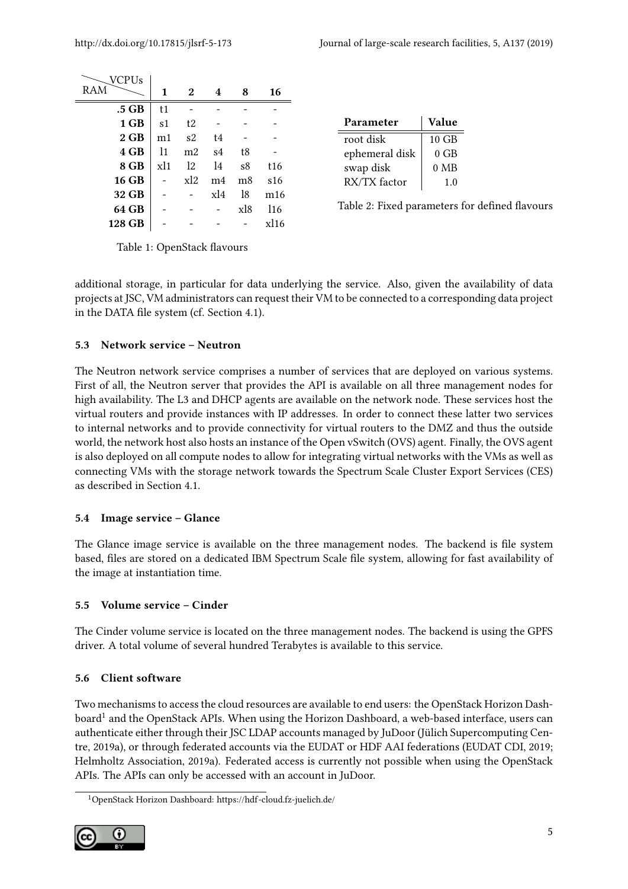| RAM \ VCPUs | 1 | 2 | 4 | 8 | 16 |
|---|---|---|---|---|---|
| **.5 GB** | t1 | - | - | - | - |
| **1 GB** | s1 | t2 | - | - | - |
| **2 GB** | m1 | s2 | t4 | - | - |
| **4 GB** | l1 | m2 | s4 | t8 | - |
| **8 GB** | xl1 | l2 | l4 | s8 | t16 |
| **16 GB** | - | xl2 | m4 | m8 | s16 |
| **32 GB** | - | - | xl4 | l8 | m16 |
| **64 GB** | - | - | - | xl8 | l16 |
| **128 GB** | - | - | - | - | xl16 |

Table 1: OpenStack flavours

| Parameter | Value |
|---|---|
| root disk | 10 GB |
| ephemeral disk | 0 GB |
| swap disk | 0 MB |
| RX/TX factor | 1.0 |

Table 2: Fixed parameters for defined flavours

additional storage, in particular for data underlying the service. Also, given the availability of data projects at JSC, VM administrators can request their VM to be connected to a corresponding data project in the DATA file system (cf. Section 4.1).

### 5.3 Network service – Neutron

The Neutron network service comprises a number of services that are deployed on various systems. First of all, the Neutron server that provides the API is available on all three management nodes for high availability. The L3 and DHCP agents are available on the network node. These services host the virtual routers and provide instances with IP addresses. In order to connect these latter two services to internal networks and to provide connectivity for virtual routers to the DMZ and thus the outside world, the network host also hosts an instance of the Open vSwitch (OVS) agent. Finally, the OVS agent is also deployed on all compute nodes to allow for integrating virtual networks with the VMs as well as connecting VMs with the storage network towards the Spectrum Scale Cluster Export Services (CES) as described in Section 4.1.

### 5.4 Image service – Glance

The Glance image service is available on the three management nodes. The backend is file system based, files are stored on a dedicated IBM Spectrum Scale file system, allowing for fast availability of the image at instantiation time.

### 5.5 Volume service – Cinder

The Cinder volume service is located on the three management nodes. The backend is using the GPFS driver. A total volume of several hundred Terabytes is available to this service.

### 5.6 Client software

Two mechanisms to access the cloud resources are available to end users: the OpenStack Horizon Dashboard[1] and the OpenStack APIs. When using the Horizon Dashboard, a web-based interface, users can authenticate either through their JSC LDAP accounts managed by JuDoor (Jülich Supercomputing Centre, 2019a), or through federated accounts via the EUDAT or HDF AAI federations (EUDAT CDI, 2019; Helmholtz Association, 2019a). Federated access is currently not possible when using the OpenStack APIs. The APIs can only be accessed with an account in JuDoor.

[1] OpenStack Horizon Dashboard: https://hdf-cloud.fz-juelich.de/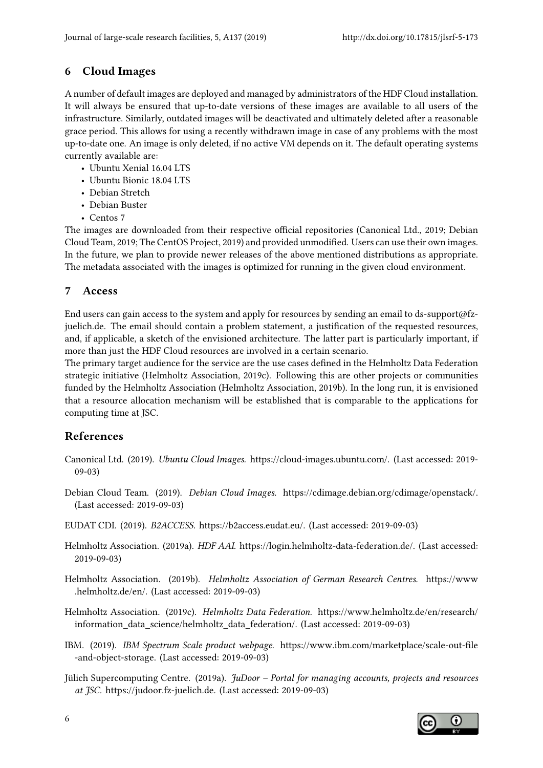## 6 Cloud Images

A number of default images are deployed and managed by administrators of the HDF Cloud installation. It will always be ensured that up-to-date versions of these images are available to all users of the infrastructure. Similarly, outdated images will be deactivated and ultimately deleted after a reasonable grace period. This allows for using a recently withdrawn image in case of any problems with the most up-to-date one. An image is only deleted, if no active VM depends on it. The default operating systems currently available are:

- Ubuntu Xenial 16.04 LTS
- Ubuntu Bionic 18.04 LTS
- Debian Stretch
- Debian Buster
- Centos 7

The images are downloaded from their respective official repositories (Canonical Ltd., 2019; Debian Cloud Team, 2019; The CentOS Project, 2019) and provided unmodified. Users can use their own images. In the future, we plan to provide newer releases of the above mentioned distributions as appropriate. The metadata associated with the images is optimized for running in the given cloud environment.

## 7 Access

End users can gain access to the system and apply for resources by sending an email to ds-support@fz-juelich.de. The email should contain a problem statement, a justification of the requested resources, and, if applicable, a sketch of the envisioned architecture. The latter part is particularly important, if more than just the HDF Cloud resources are involved in a certain scenario.

The primary target audience for the service are the use cases defined in the Helmholtz Data Federation strategic initiative (Helmholtz Association, 2019c). Following this are other projects or communities funded by the Helmholtz Association (Helmholtz Association, 2019b). In the long run, it is envisioned that a resource allocation mechanism will be established that is comparable to the applications for computing time at JSC.

## References

Canonical Ltd. (2019). *Ubuntu Cloud Images.* https://cloud-images.ubuntu.com/. (Last accessed: 2019-09-03)

Debian Cloud Team. (2019). *Debian Cloud Images.* https://cdimage.debian.org/cdimage/openstack/. (Last accessed: 2019-09-03)

EUDAT CDI. (2019). *B2ACCESS.* https://b2access.eudat.eu/. (Last accessed: 2019-09-03)

Helmholtz Association. (2019a). *HDF AAI.* https://login.helmholtz-data-federation.de/. (Last accessed: 2019-09-03)

Helmholtz Association. (2019b). *Helmholtz Association of German Research Centres.* https://www.helmholtz.de/en/. (Last accessed: 2019-09-03)

Helmholtz Association. (2019c). *Helmholtz Data Federation.* https://www.helmholtz.de/en/research/information_data_science/helmholtz_data_federation/. (Last accessed: 2019-09-03)

IBM. (2019). *IBM Spectrum Scale product webpage.* https://www.ibm.com/marketplace/scale-out-file-and-object-storage. (Last accessed: 2019-09-03)

Jülich Supercomputing Centre. (2019a). *JuDoor – Portal for managing accounts, projects and resources at JSC.* https://judoor.fz-juelich.de. (Last accessed: 2019-09-03)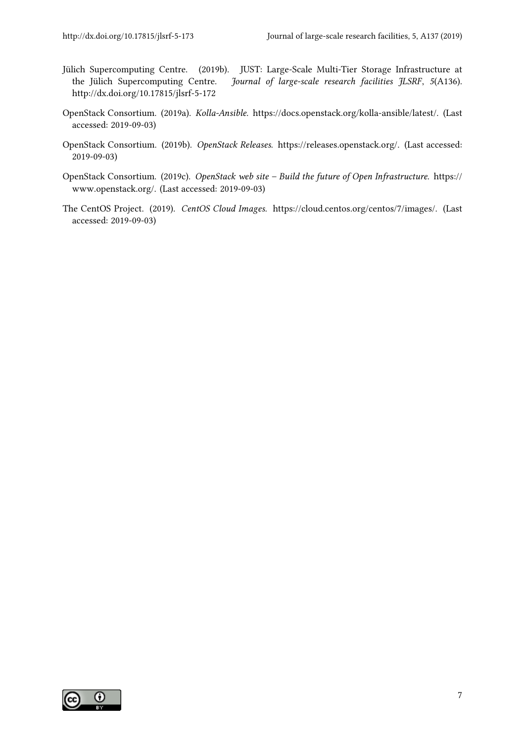Jülich Supercomputing Centre. (2019b). JUST: Large-Scale Multi-Tier Storage Infrastructure at the Jülich Supercomputing Centre. *Journal of large-scale research facilities JLSRF*, *5*(A136). http://dx.doi.org/10.17815/jlsrf-5-172

OpenStack Consortium. (2019a). *Kolla-Ansible.* https://docs.openstack.org/kolla-ansible/latest/. (Last accessed: 2019-09-03)

OpenStack Consortium. (2019b). *OpenStack Releases.* https://releases.openstack.org/. (Last accessed: 2019-09-03)

OpenStack Consortium. (2019c). *OpenStack web site – Build the future of Open Infrastructure.* https://www.openstack.org/. (Last accessed: 2019-09-03)

The CentOS Project. (2019). *CentOS Cloud Images.* https://cloud.centos.org/centos/7/images/. (Last accessed: 2019-09-03)